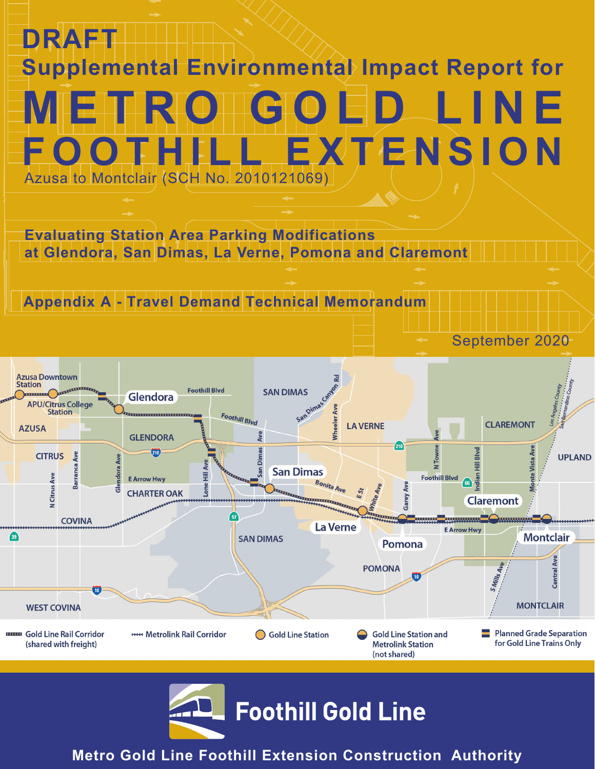# DRAFT

# Supplemental Environmental Impact Report for

# METRO GOLD LINE FOOTHILL EXTENSION

Azusa to Montclair (SCH No. 2010121069)

## Evaluating Station Area Parking Modifications at Glendora, San Dimas, La Verne, Pomona and Claremont

## Appendix A - Travel Demand Technical Memorandum

September 2020

Gold Line Rail Corridor (shared with freight)

Metrolink Rail Corridor

Gold Line Station

Gold Line Station and Metrolink Station (not shared)

Planned Grade Separation for Gold Line Trains Only

Foothill Gold Line

**Metro Gold Line Foothill Extension Construction Authority**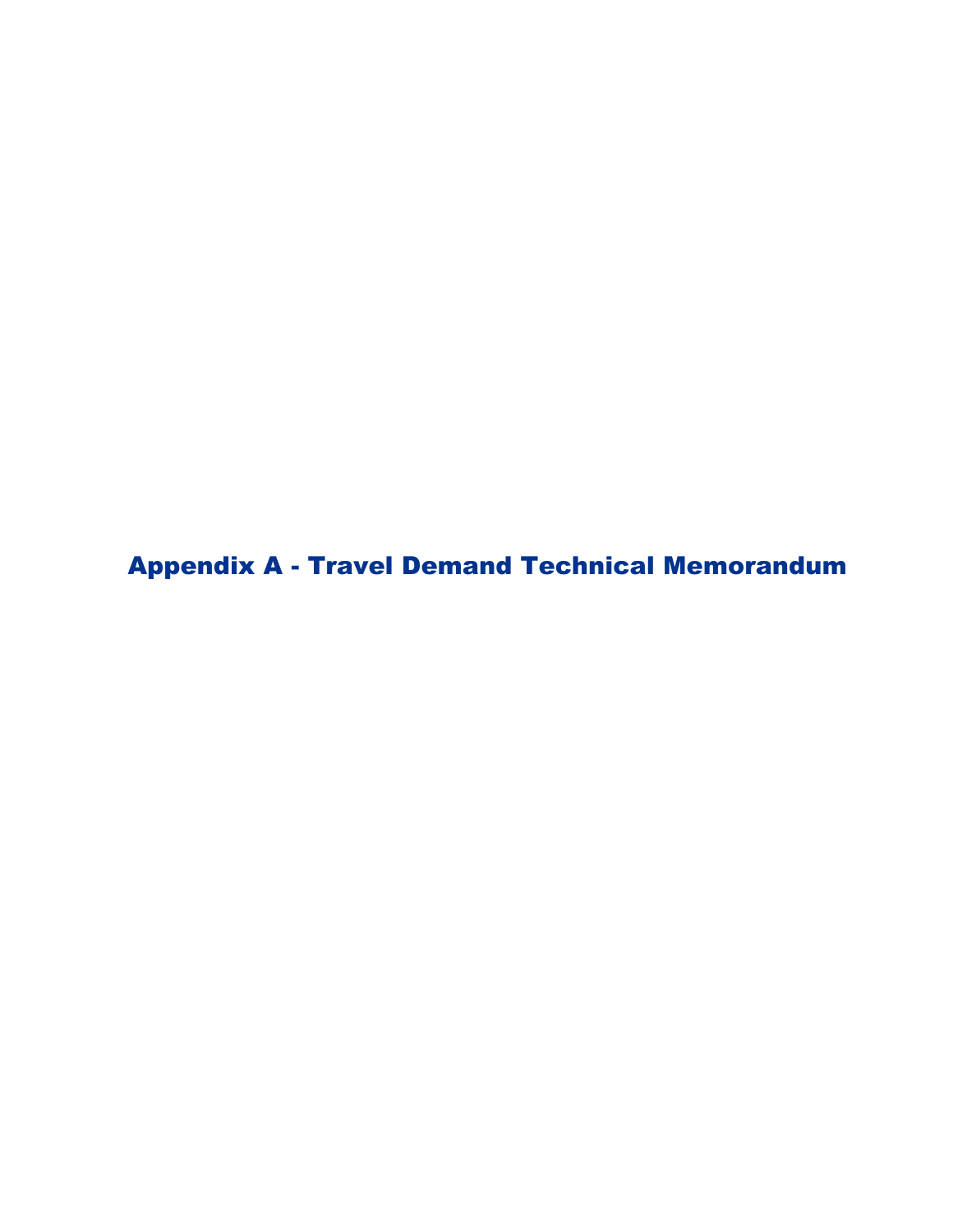# Appendix A - Travel Demand Technical Memorandum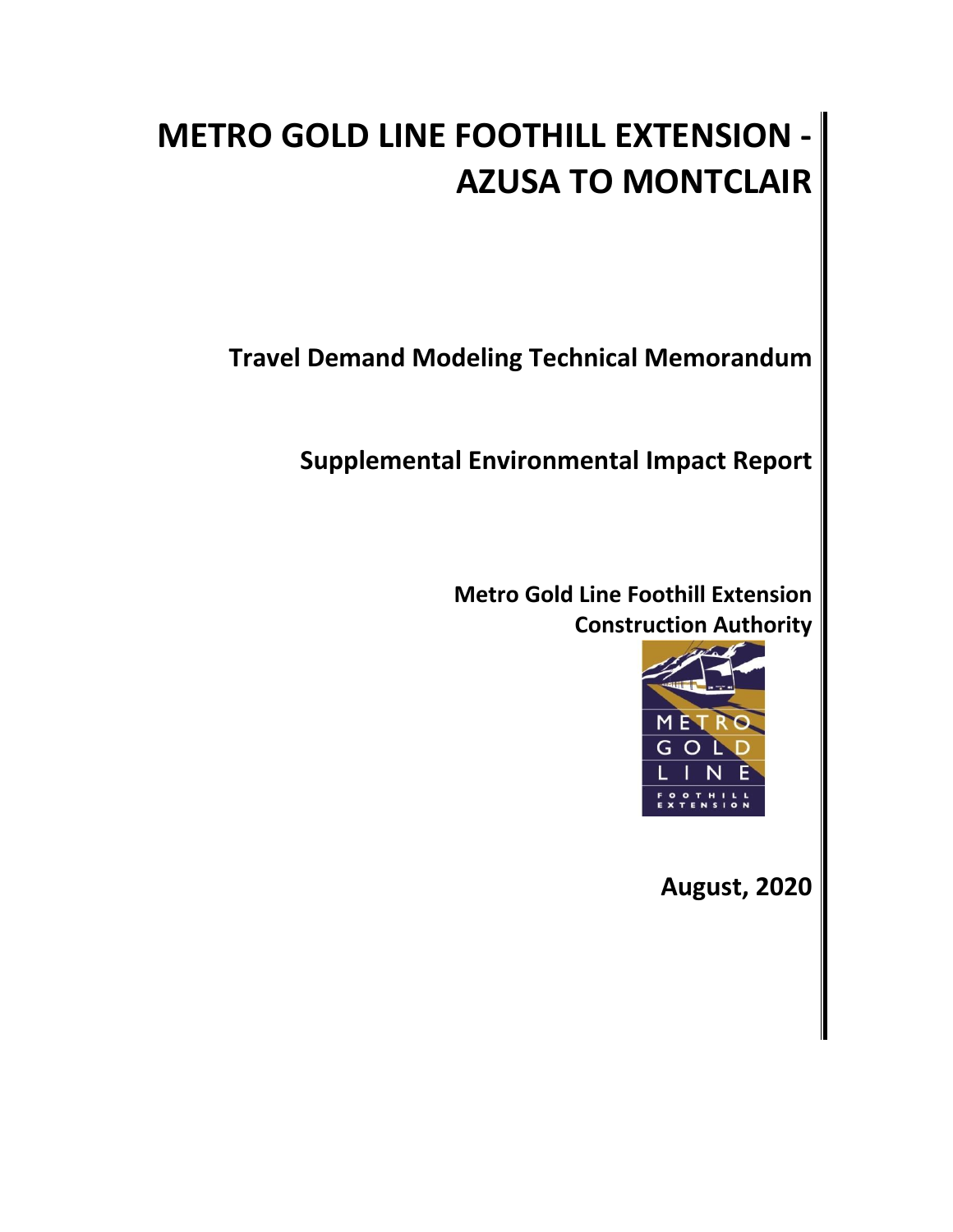# METRO GOLD LINE FOOTHILL EXTENSION - AZUSA TO MONTCLAIR

## Travel Demand Modeling Technical Memorandum

## Supplemental Environmental Impact Report

**Metro Gold Line Foothill Extension Construction Authority**

**August, 2020**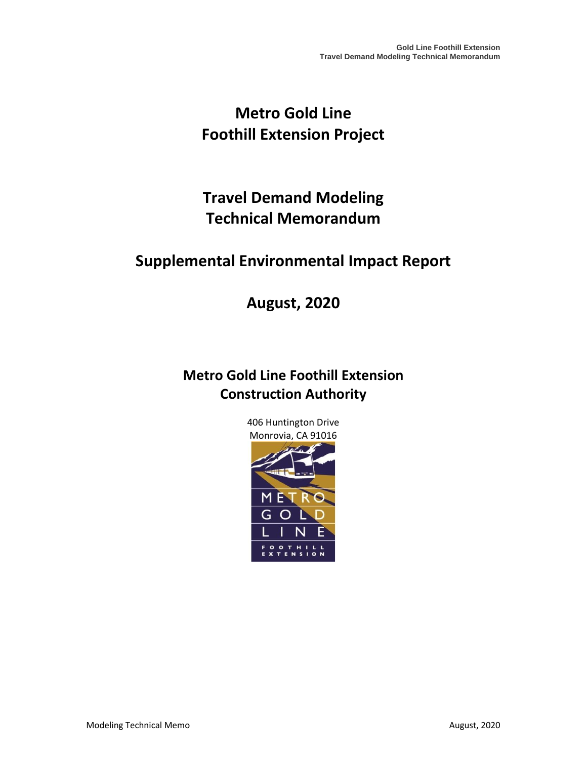# Metro Gold Line Foothill Extension Project

# Travel Demand Modeling Technical Memorandum

## Supplemental Environmental Impact Report

## August, 2020

### Metro Gold Line Foothill Extension Construction Authority

406 Huntington Drive
Monrovia, CA 91016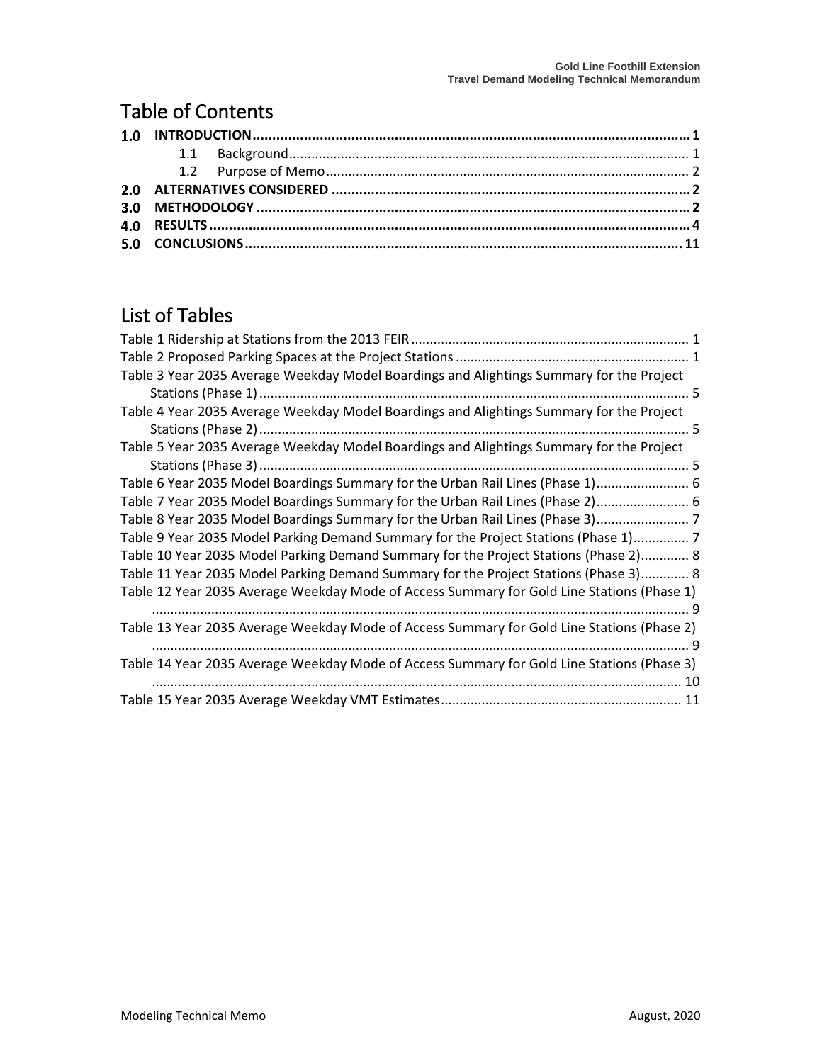# Table of Contents

**1.0 INTRODUCTION** .......... **1**

- 1.1 Background .......... 1
- 1.2 Purpose of Memo .......... 2

**2.0 ALTERNATIVES CONSIDERED** .......... **2**

**3.0 METHODOLOGY** .......... **2**

**4.0 RESULTS** .......... **4**

**5.0 CONCLUSIONS** .......... **11**

# List of Tables

Table 1 Ridership at Stations from the 2013 FEIR .......... 1

Table 2 Proposed Parking Spaces at the Project Stations .......... 1

Table 3 Year 2035 Average Weekday Model Boardings and Alightings Summary for the Project Stations (Phase 1) .......... 5

Table 4 Year 2035 Average Weekday Model Boardings and Alightings Summary for the Project Stations (Phase 2) .......... 5

Table 5 Year 2035 Average Weekday Model Boardings and Alightings Summary for the Project Stations (Phase 3) .......... 5

Table 6 Year 2035 Model Boardings Summary for the Urban Rail Lines (Phase 1) .......... 6

Table 7 Year 2035 Model Boardings Summary for the Urban Rail Lines (Phase 2) .......... 6

Table 8 Year 2035 Model Boardings Summary for the Urban Rail Lines (Phase 3) .......... 7

Table 9 Year 2035 Model Parking Demand Summary for the Project Stations (Phase 1) .......... 7

Table 10 Year 2035 Model Parking Demand Summary for the Project Stations (Phase 2) .......... 8

Table 11 Year 2035 Model Parking Demand Summary for the Project Stations (Phase 3) .......... 8

Table 12 Year 2035 Average Weekday Mode of Access Summary for Gold Line Stations (Phase 1) .......... 9

Table 13 Year 2035 Average Weekday Mode of Access Summary for Gold Line Stations (Phase 2) .......... 9

Table 14 Year 2035 Average Weekday Mode of Access Summary for Gold Line Stations (Phase 3) .......... 10

Table 15 Year 2035 Average Weekday VMT Estimates .......... 11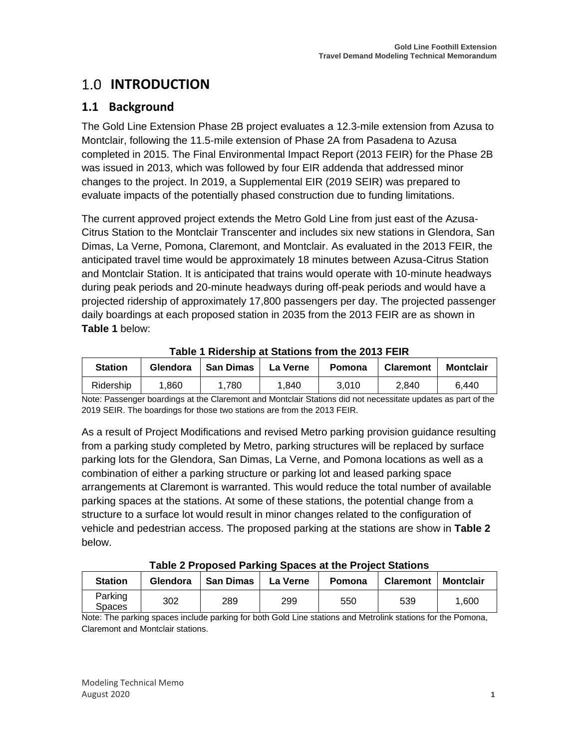# 1.0 INTRODUCTION

## 1.1 Background

The Gold Line Extension Phase 2B project evaluates a 12.3-mile extension from Azusa to Montclair, following the 11.5-mile extension of Phase 2A from Pasadena to Azusa completed in 2015. The Final Environmental Impact Report (2013 FEIR) for the Phase 2B was issued in 2013, which was followed by four EIR addenda that addressed minor changes to the project. In 2019, a Supplemental EIR (2019 SEIR) was prepared to evaluate impacts of the potentially phased construction due to funding limitations.

The current approved project extends the Metro Gold Line from just east of the Azusa-Citrus Station to the Montclair Transcenter and includes six new stations in Glendora, San Dimas, La Verne, Pomona, Claremont, and Montclair. As evaluated in the 2013 FEIR, the anticipated travel time would be approximately 18 minutes between Azusa-Citrus Station and Montclair Station. It is anticipated that trains would operate with 10-minute headways during peak periods and 20-minute headways during off-peak periods and would have a projected ridership of approximately 17,800 passengers per day. The projected passenger daily boardings at each proposed station in 2035 from the 2013 FEIR are as shown in **Table 1** below:

**Table 1 Ridership at Stations from the 2013 FEIR**

| Station | Glendora | San Dimas | La Verne | Pomona | Claremont | Montclair |
|---|---|---|---|---|---|---|
| Ridership | 1,860 | 1,780 | 1,840 | 3,010 | 2,840 | 6,440 |

Note: Passenger boardings at the Claremont and Montclair Stations did not necessitate updates as part of the 2019 SEIR. The boardings for those two stations are from the 2013 FEIR.

As a result of Project Modifications and revised Metro parking provision guidance resulting from a parking study completed by Metro, parking structures will be replaced by surface parking lots for the Glendora, San Dimas, La Verne, and Pomona locations as well as a combination of either a parking structure or parking lot and leased parking space arrangements at Claremont is warranted. This would reduce the total number of available parking spaces at the stations. At some of these stations, the potential change from a structure to a surface lot would result in minor changes related to the configuration of vehicle and pedestrian access. The proposed parking at the stations are show in **Table 2** below.

**Table 2 Proposed Parking Spaces at the Project Stations**

| Station | Glendora | San Dimas | La Verne | Pomona | Claremont | Montclair |
|---|---|---|---|---|---|---|
| Parking Spaces | 302 | 289 | 299 | 550 | 539 | 1,600 |

Note: The parking spaces include parking for both Gold Line stations and Metrolink stations for the Pomona, Claremont and Montclair stations.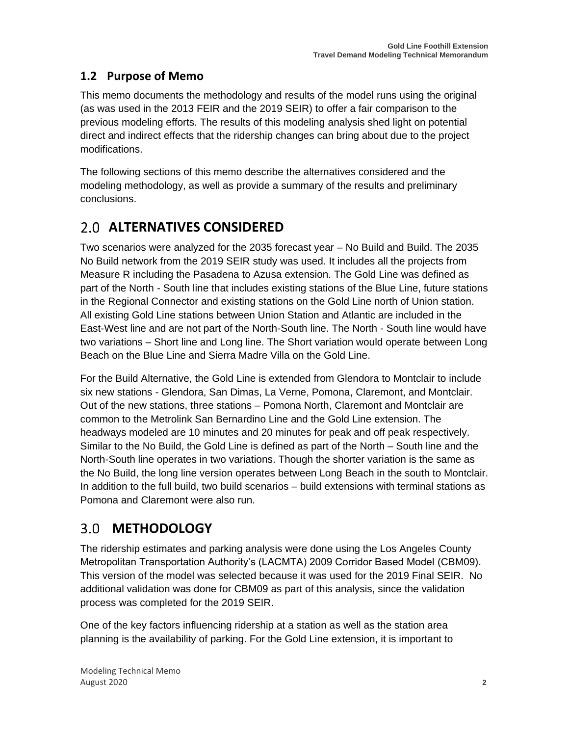## 1.2 Purpose of Memo

This memo documents the methodology and results of the model runs using the original (as was used in the 2013 FEIR and the 2019 SEIR) to offer a fair comparison to the previous modeling efforts. The results of this modeling analysis shed light on potential direct and indirect effects that the ridership changes can bring about due to the project modifications.

The following sections of this memo describe the alternatives considered and the modeling methodology, as well as provide a summary of the results and preliminary conclusions.

# 2.0 ALTERNATIVES CONSIDERED

Two scenarios were analyzed for the 2035 forecast year – No Build and Build. The 2035 No Build network from the 2019 SEIR study was used. It includes all the projects from Measure R including the Pasadena to Azusa extension. The Gold Line was defined as part of the North - South line that includes existing stations of the Blue Line, future stations in the Regional Connector and existing stations on the Gold Line north of Union station. All existing Gold Line stations between Union Station and Atlantic are included in the East-West line and are not part of the North-South line. The North - South line would have two variations – Short line and Long line. The Short variation would operate between Long Beach on the Blue Line and Sierra Madre Villa on the Gold Line.

For the Build Alternative, the Gold Line is extended from Glendora to Montclair to include six new stations - Glendora, San Dimas, La Verne, Pomona, Claremont, and Montclair. Out of the new stations, three stations – Pomona North, Claremont and Montclair are common to the Metrolink San Bernardino Line and the Gold Line extension. The headways modeled are 10 minutes and 20 minutes for peak and off peak respectively. Similar to the No Build, the Gold Line is defined as part of the North – South line and the North-South line operates in two variations. Though the shorter variation is the same as the No Build, the long line version operates between Long Beach in the south to Montclair. In addition to the full build, two build scenarios – build extensions with terminal stations as Pomona and Claremont were also run.

# 3.0 METHODOLOGY

The ridership estimates and parking analysis were done using the Los Angeles County Metropolitan Transportation Authority's (LACMTA) 2009 Corridor Based Model (CBM09). This version of the model was selected because it was used for the 2019 Final SEIR. No additional validation was done for CBM09 as part of this analysis, since the validation process was completed for the 2019 SEIR.

One of the key factors influencing ridership at a station as well as the station area planning is the availability of parking. For the Gold Line extension, it is important to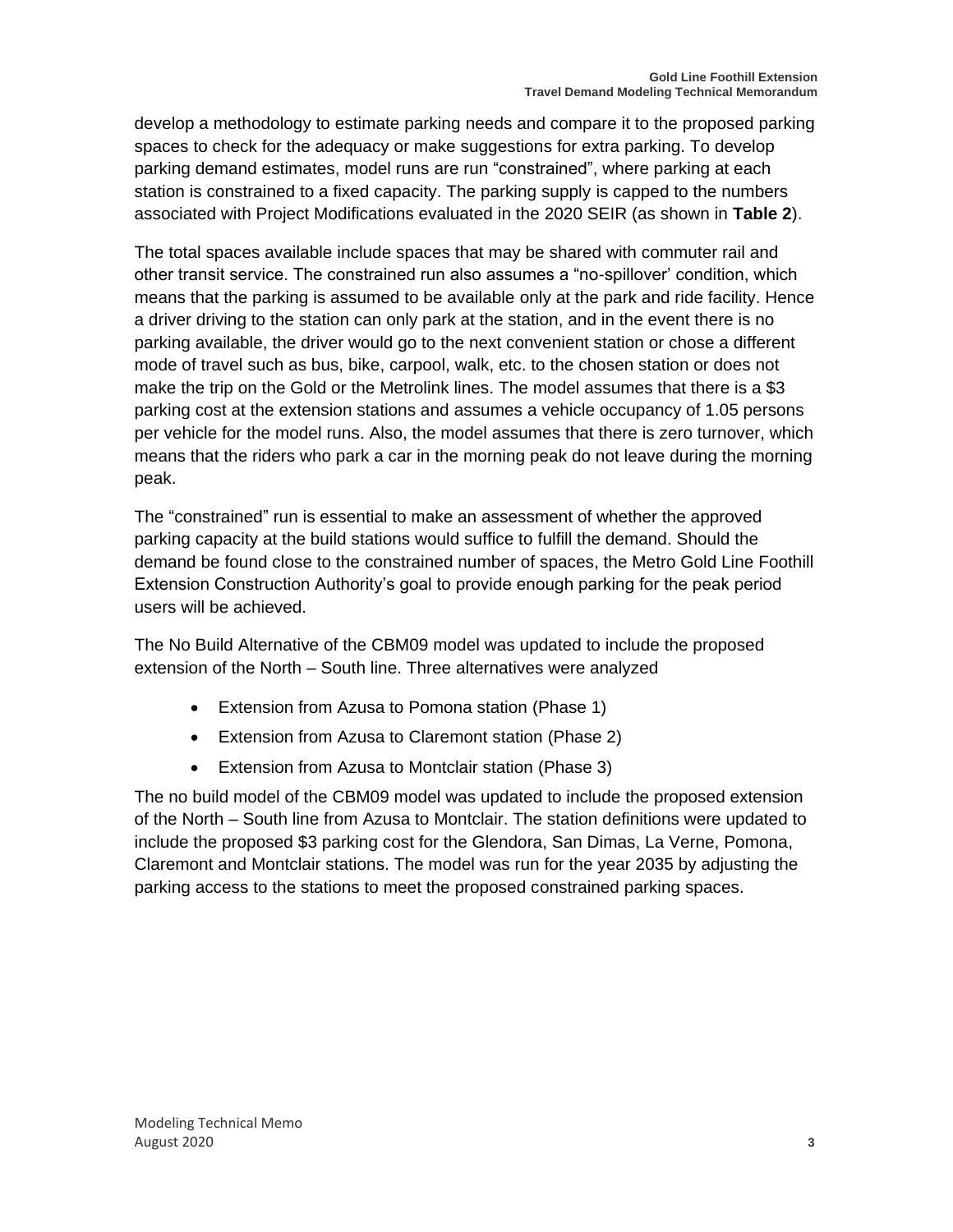develop a methodology to estimate parking needs and compare it to the proposed parking spaces to check for the adequacy or make suggestions for extra parking. To develop parking demand estimates, model runs are run “constrained”, where parking at each station is constrained to a fixed capacity. The parking supply is capped to the numbers associated with Project Modifications evaluated in the 2020 SEIR (as shown in **Table 2**).

The total spaces available include spaces that may be shared with commuter rail and other transit service. The constrained run also assumes a “no-spillover’ condition, which means that the parking is assumed to be available only at the park and ride facility. Hence a driver driving to the station can only park at the station, and in the event there is no parking available, the driver would go to the next convenient station or chose a different mode of travel such as bus, bike, carpool, walk, etc. to the chosen station or does not make the trip on the Gold or the Metrolink lines. The model assumes that there is a $3 parking cost at the extension stations and assumes a vehicle occupancy of 1.05 persons per vehicle for the model runs. Also, the model assumes that there is zero turnover, which means that the riders who park a car in the morning peak do not leave during the morning peak.

The “constrained” run is essential to make an assessment of whether the approved parking capacity at the build stations would suffice to fulfill the demand. Should the demand be found close to the constrained number of spaces, the Metro Gold Line Foothill Extension Construction Authority’s goal to provide enough parking for the peak period users will be achieved.

The No Build Alternative of the CBM09 model was updated to include the proposed extension of the North – South line. Three alternatives were analyzed

- Extension from Azusa to Pomona station (Phase 1)
- Extension from Azusa to Claremont station (Phase 2)
- Extension from Azusa to Montclair station (Phase 3)

The no build model of the CBM09 model was updated to include the proposed extension of the North – South line from Azusa to Montclair. The station definitions were updated to include the proposed $3 parking cost for the Glendora, San Dimas, La Verne, Pomona, Claremont and Montclair stations. The model was run for the year 2035 by adjusting the parking access to the stations to meet the proposed constrained parking spaces.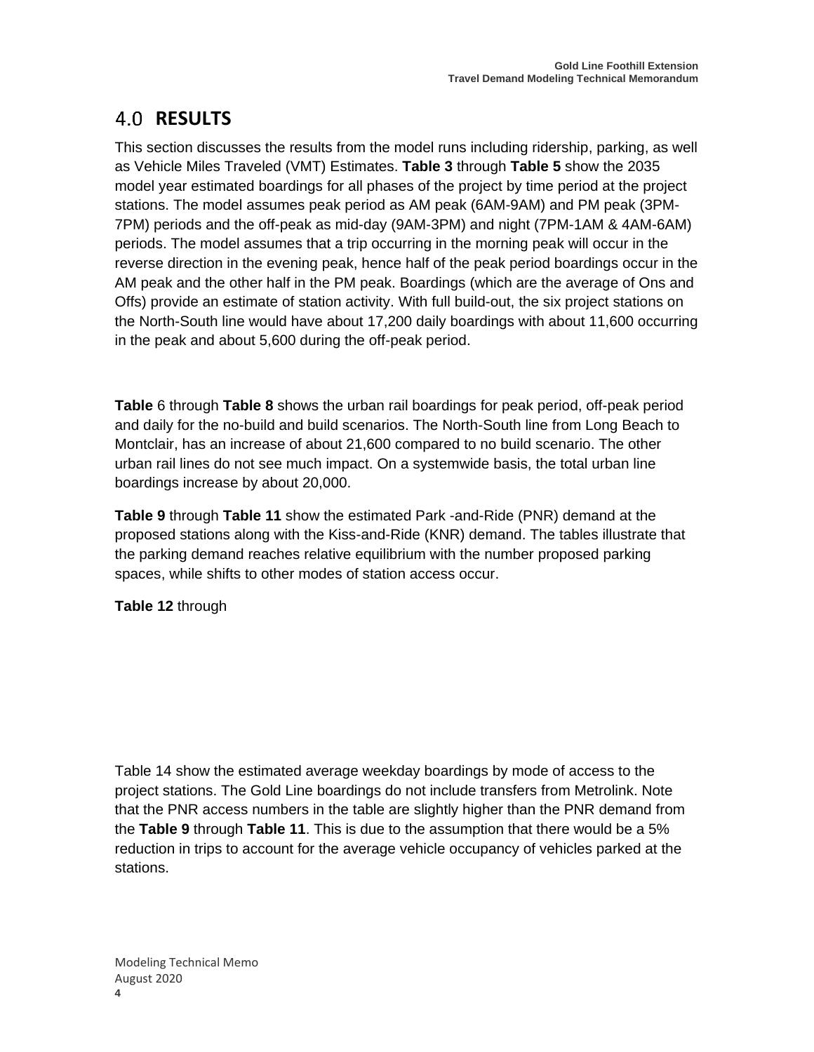# 4.0 RESULTS

This section discusses the results from the model runs including ridership, parking, as well as Vehicle Miles Traveled (VMT) Estimates. **Table 3** through **Table 5** show the 2035 model year estimated boardings for all phases of the project by time period at the project stations. The model assumes peak period as AM peak (6AM-9AM) and PM peak (3PM-7PM) periods and the off-peak as mid-day (9AM-3PM) and night (7PM-1AM & 4AM-6AM) periods. The model assumes that a trip occurring in the morning peak will occur in the reverse direction in the evening peak, hence half of the peak period boardings occur in the AM peak and the other half in the PM peak. Boardings (which are the average of Ons and Offs) provide an estimate of station activity. With full build-out, the six project stations on the North-South line would have about 17,200 daily boardings with about 11,600 occurring in the peak and about 5,600 during the off-peak period.

**Table** 6 through **Table 8** shows the urban rail boardings for peak period, off-peak period and daily for the no-build and build scenarios. The North-South line from Long Beach to Montclair, has an increase of about 21,600 compared to no build scenario. The other urban rail lines do not see much impact. On a systemwide basis, the total urban line boardings increase by about 20,000.

**Table 9** through **Table 11** show the estimated Park -and-Ride (PNR) demand at the proposed stations along with the Kiss-and-Ride (KNR) demand. The tables illustrate that the parking demand reaches relative equilibrium with the number proposed parking spaces, while shifts to other modes of station access occur.

**Table 12** through

Table 14 show the estimated average weekday boardings by mode of access to the project stations. The Gold Line boardings do not include transfers from Metrolink. Note that the PNR access numbers in the table are slightly higher than the PNR demand from the **Table 9** through **Table 11**. This is due to the assumption that there would be a 5% reduction in trips to account for the average vehicle occupancy of vehicles parked at the stations.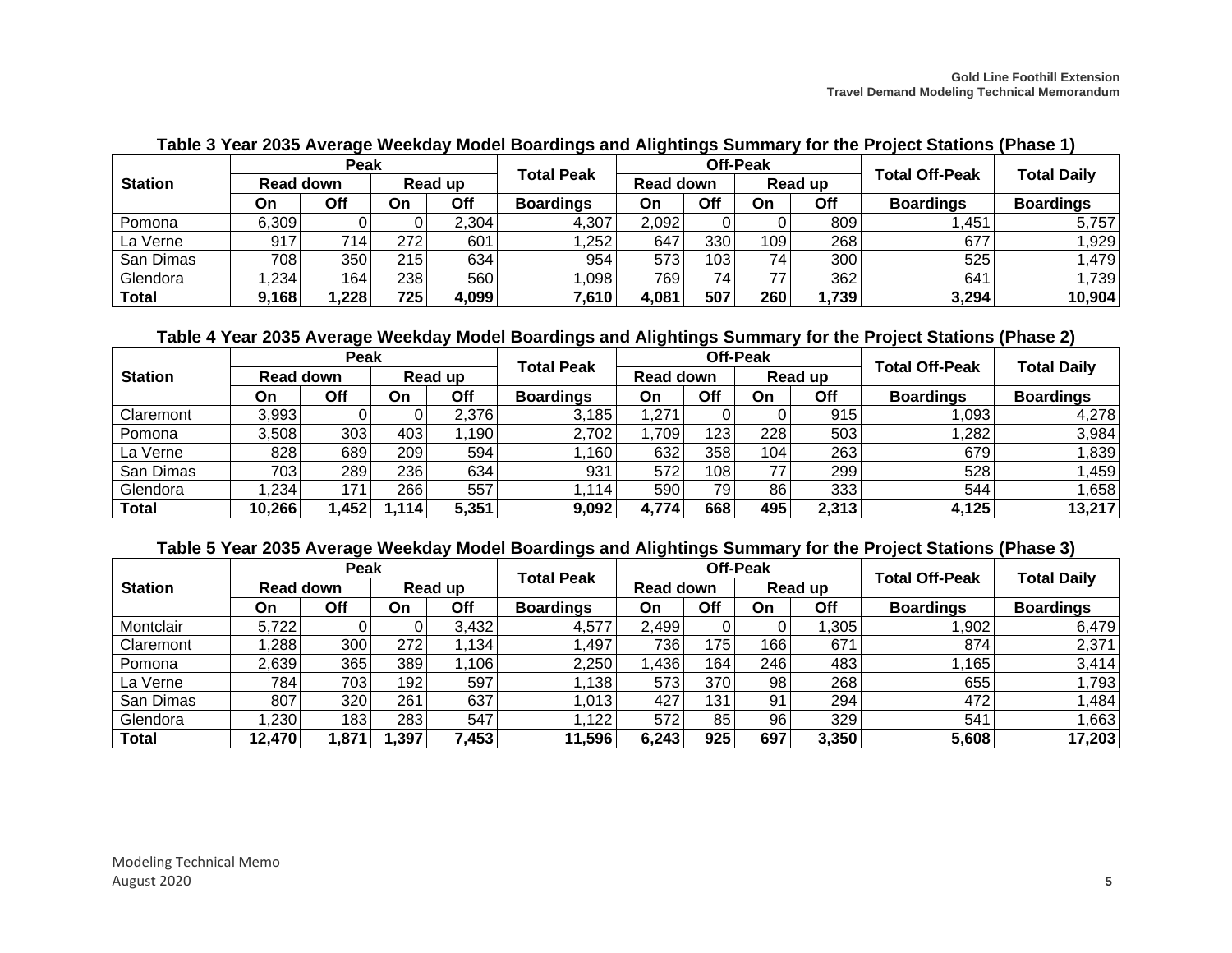**Table 3 Year 2035 Average Weekday Model Boardings and Alightings Summary for the Project Stations (Phase 1)**

| Station | Peak | | | | Total Peak | Off-Peak | | | | Total Off-Peak | Total Daily |
|---|---|---|---|---|---|---|---|---|---|---|---|
| | Read down | | Read up | | | Read down | | Read up | | | |
| | On | Off | On | Off | Boardings | On | Off | On | Off | Boardings | Boardings |
| Pomona | 6,309 | 0 | 0 | 2,304 | 4,307 | 2,092 | 0 | 0 | 809 | 1,451 | 5,757 |
| La Verne | 917 | 714 | 272 | 601 | 1,252 | 647 | 330 | 109 | 268 | 677 | 1,929 |
| San Dimas | 708 | 350 | 215 | 634 | 954 | 573 | 103 | 74 | 300 | 525 | 1,479 |
| Glendora | 1,234 | 164 | 238 | 560 | 1,098 | 769 | 74 | 77 | 362 | 641 | 1,739 |
| **Total** | **9,168** | **1,228** | **725** | **4,099** | **7,610** | **4,081** | **507** | **260** | **1,739** | **3,294** | **10,904** |

**Table 4 Year 2035 Average Weekday Model Boardings and Alightings Summary for the Project Stations (Phase 2)**

| Station | Peak | | | | Total Peak | Off-Peak | | | | Total Off-Peak | Total Daily |
|---|---|---|---|---|---|---|---|---|---|---|---|
| | Read down | | Read up | | | Read down | | Read up | | | |
| | On | Off | On | Off | Boardings | On | Off | On | Off | Boardings | Boardings |
| Claremont | 3,993 | 0 | 0 | 2,376 | 3,185 | 1,271 | 0 | 0 | 915 | 1,093 | 4,278 |
| Pomona | 3,508 | 303 | 403 | 1,190 | 2,702 | 1,709 | 123 | 228 | 503 | 1,282 | 3,984 |
| La Verne | 828 | 689 | 209 | 594 | 1,160 | 632 | 358 | 104 | 263 | 679 | 1,839 |
| San Dimas | 703 | 289 | 236 | 634 | 931 | 572 | 108 | 77 | 299 | 528 | 1,459 |
| Glendora | 1,234 | 171 | 266 | 557 | 1,114 | 590 | 79 | 86 | 333 | 544 | 1,658 |
| **Total** | **10,266** | **1,452** | **1,114** | **5,351** | **9,092** | **4,774** | **668** | **495** | **2,313** | **4,125** | **13,217** |

**Table 5 Year 2035 Average Weekday Model Boardings and Alightings Summary for the Project Stations (Phase 3)**

| Station | Peak | | | | Total Peak | Off-Peak | | | | Total Off-Peak | Total Daily |
|---|---|---|---|---|---|---|---|---|---|---|---|
| | Read down | | Read up | | | Read down | | Read up | | | |
| | On | Off | On | Off | Boardings | On | Off | On | Off | Boardings | Boardings |
| Montclair | 5,722 | 0 | 0 | 3,432 | 4,577 | 2,499 | 0 | 0 | 1,305 | 1,902 | 6,479 |
| Claremont | 1,288 | 300 | 272 | 1,134 | 1,497 | 736 | 175 | 166 | 671 | 874 | 2,371 |
| Pomona | 2,639 | 365 | 389 | 1,106 | 2,250 | 1,436 | 164 | 246 | 483 | 1,165 | 3,414 |
| La Verne | 784 | 703 | 192 | 597 | 1,138 | 573 | 370 | 98 | 268 | 655 | 1,793 |
| San Dimas | 807 | 320 | 261 | 637 | 1,013 | 427 | 131 | 91 | 294 | 472 | 1,484 |
| Glendora | 1,230 | 183 | 283 | 547 | 1,122 | 572 | 85 | 96 | 329 | 541 | 1,663 |
| **Total** | **12,470** | **1,871** | **1,397** | **7,453** | **11,596** | **6,243** | **925** | **697** | **3,350** | **5,608** | **17,203** |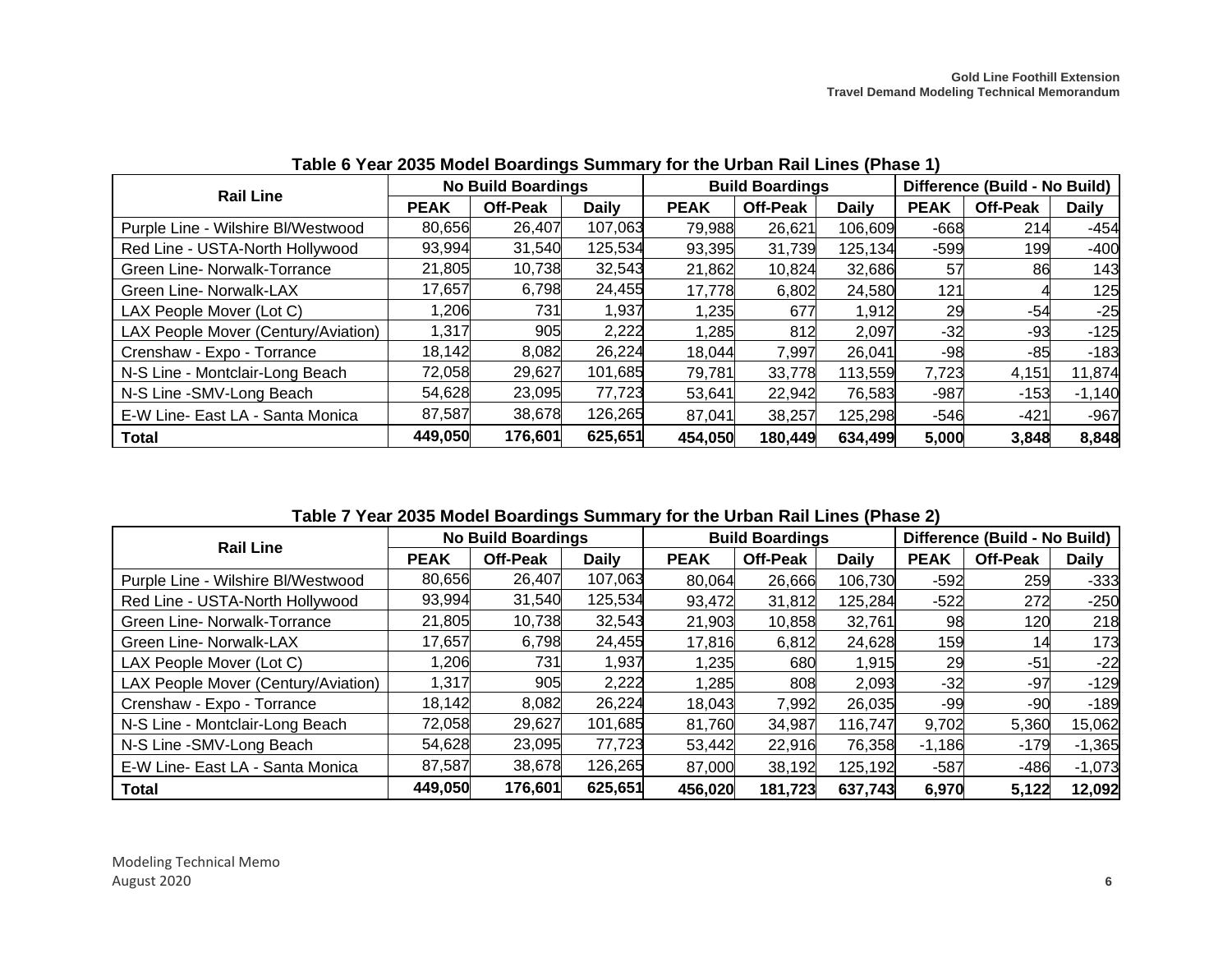**Table 6 Year 2035 Model Boardings Summary for the Urban Rail Lines (Phase 1)**

| Rail Line | No Build Boardings | | | Build Boardings | | | Difference (Build - No Build) | | |
|---|---|---|---|---|---|---|---|---|---|
| | PEAK | Off-Peak | Daily | PEAK | Off-Peak | Daily | PEAK | Off-Peak | Daily |
| Purple Line - Wilshire Bl/Westwood | 80,656 | 26,407 | 107,063 | 79,988 | 26,621 | 106,609 | -668 | 214 | -454 |
| Red Line - USTA-North Hollywood | 93,994 | 31,540 | 125,534 | 93,395 | 31,739 | 125,134 | -599 | 199 | -400 |
| Green Line- Norwalk-Torrance | 21,805 | 10,738 | 32,543 | 21,862 | 10,824 | 32,686 | 57 | 86 | 143 |
| Green Line- Norwalk-LAX | 17,657 | 6,798 | 24,455 | 17,778 | 6,802 | 24,580 | 121 | 4 | 125 |
| LAX People Mover (Lot C) | 1,206 | 731 | 1,937 | 1,235 | 677 | 1,912 | 29 | -54 | -25 |
| LAX People Mover (Century/Aviation) | 1,317 | 905 | 2,222 | 1,285 | 812 | 2,097 | -32 | -93 | -125 |
| Crenshaw - Expo - Torrance | 18,142 | 8,082 | 26,224 | 18,044 | 7,997 | 26,041 | -98 | -85 | -183 |
| N-S Line - Montclair-Long Beach | 72,058 | 29,627 | 101,685 | 79,781 | 33,778 | 113,559 | 7,723 | 4,151 | 11,874 |
| N-S Line -SMV-Long Beach | 54,628 | 23,095 | 77,723 | 53,641 | 22,942 | 76,583 | -987 | -153 | -1,140 |
| E-W Line- East LA - Santa Monica | 87,587 | 38,678 | 126,265 | 87,041 | 38,257 | 125,298 | -546 | -421 | -967 |
| **Total** | **449,050** | **176,601** | **625,651** | **454,050** | **180,449** | **634,499** | **5,000** | **3,848** | **8,848** |

**Table 7 Year 2035 Model Boardings Summary for the Urban Rail Lines (Phase 2)**

| Rail Line | No Build Boardings | | | Build Boardings | | | Difference (Build - No Build) | | |
|---|---|---|---|---|---|---|---|---|---|
| | PEAK | Off-Peak | Daily | PEAK | Off-Peak | Daily | PEAK | Off-Peak | Daily |
| Purple Line - Wilshire Bl/Westwood | 80,656 | 26,407 | 107,063 | 80,064 | 26,666 | 106,730 | -592 | 259 | -333 |
| Red Line - USTA-North Hollywood | 93,994 | 31,540 | 125,534 | 93,472 | 31,812 | 125,284 | -522 | 272 | -250 |
| Green Line- Norwalk-Torrance | 21,805 | 10,738 | 32,543 | 21,903 | 10,858 | 32,761 | 98 | 120 | 218 |
| Green Line- Norwalk-LAX | 17,657 | 6,798 | 24,455 | 17,816 | 6,812 | 24,628 | 159 | 14 | 173 |
| LAX People Mover (Lot C) | 1,206 | 731 | 1,937 | 1,235 | 680 | 1,915 | 29 | -51 | -22 |
| LAX People Mover (Century/Aviation) | 1,317 | 905 | 2,222 | 1,285 | 808 | 2,093 | -32 | -97 | -129 |
| Crenshaw - Expo - Torrance | 18,142 | 8,082 | 26,224 | 18,043 | 7,992 | 26,035 | -99 | -90 | -189 |
| N-S Line - Montclair-Long Beach | 72,058 | 29,627 | 101,685 | 81,760 | 34,987 | 116,747 | 9,702 | 5,360 | 15,062 |
| N-S Line -SMV-Long Beach | 54,628 | 23,095 | 77,723 | 53,442 | 22,916 | 76,358 | -1,186 | -179 | -1,365 |
| E-W Line- East LA - Santa Monica | 87,587 | 38,678 | 126,265 | 87,000 | 38,192 | 125,192 | -587 | -486 | -1,073 |
| **Total** | **449,050** | **176,601** | **625,651** | **456,020** | **181,723** | **637,743** | **6,970** | **5,122** | **12,092** |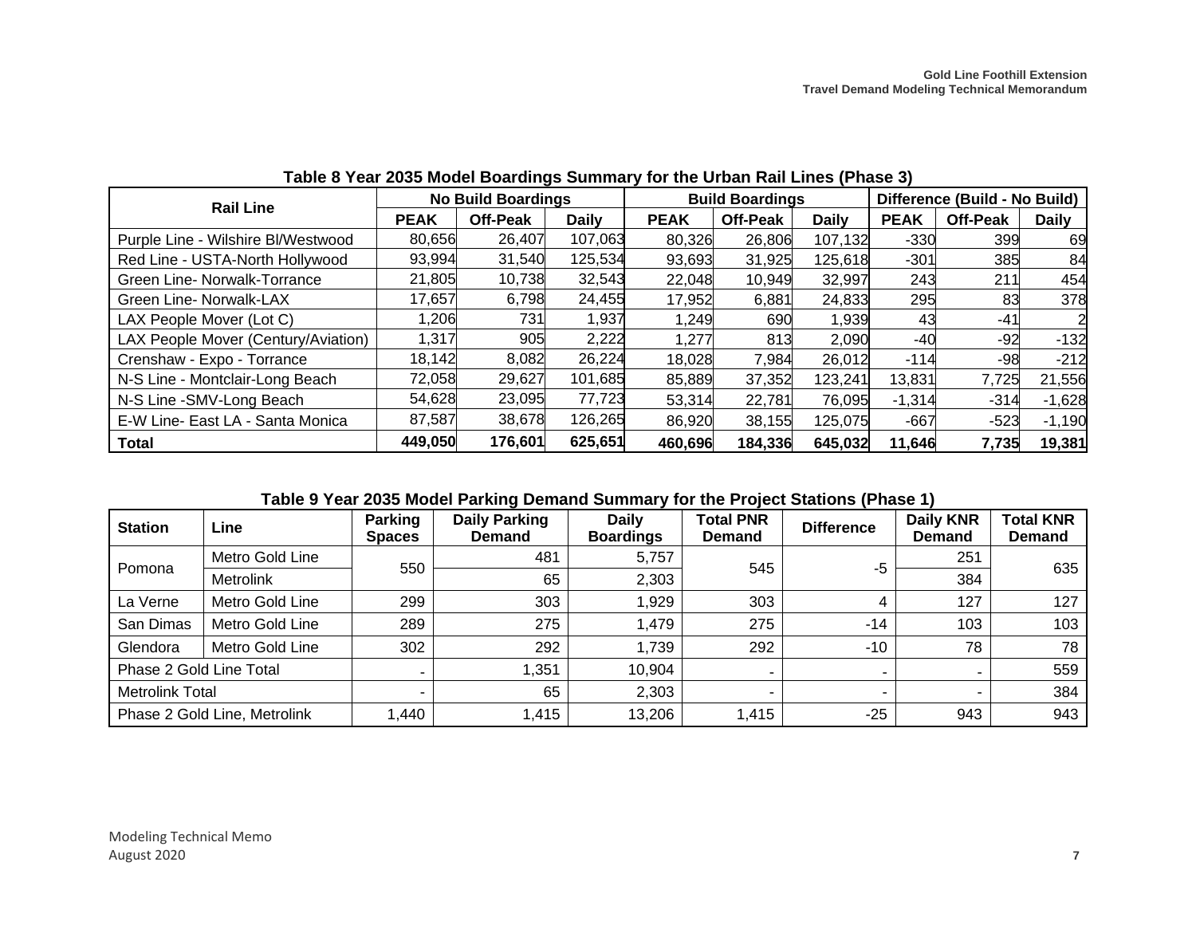**Table 8 Year 2035 Model Boardings Summary for the Urban Rail Lines (Phase 3)**

| Rail Line | No Build Boardings | | | Build Boardings | | | Difference (Build - No Build) | | |
|---|---|---|---|---|---|---|---|---|---|
| | PEAK | Off-Peak | Daily | PEAK | Off-Peak | Daily | PEAK | Off-Peak | Daily |
| Purple Line - Wilshire Bl/Westwood | 80,656 | 26,407 | 107,063 | 80,326 | 26,806 | 107,132 | -330 | 399 | 69 |
| Red Line - USTA-North Hollywood | 93,994 | 31,540 | 125,534 | 93,693 | 31,925 | 125,618 | -301 | 385 | 84 |
| Green Line- Norwalk-Torrance | 21,805 | 10,738 | 32,543 | 22,048 | 10,949 | 32,997 | 243 | 211 | 454 |
| Green Line- Norwalk-LAX | 17,657 | 6,798 | 24,455 | 17,952 | 6,881 | 24,833 | 295 | 83 | 378 |
| LAX People Mover (Lot C) | 1,206 | 731 | 1,937 | 1,249 | 690 | 1,939 | 43 | -41 | 2 |
| LAX People Mover (Century/Aviation) | 1,317 | 905 | 2,222 | 1,277 | 813 | 2,090 | -40 | -92 | -132 |
| Crenshaw - Expo - Torrance | 18,142 | 8,082 | 26,224 | 18,028 | 7,984 | 26,012 | -114 | -98 | -212 |
| N-S Line - Montclair-Long Beach | 72,058 | 29,627 | 101,685 | 85,889 | 37,352 | 123,241 | 13,831 | 7,725 | 21,556 |
| N-S Line -SMV-Long Beach | 54,628 | 23,095 | 77,723 | 53,314 | 22,781 | 76,095 | -1,314 | -314 | -1,628 |
| E-W Line- East LA - Santa Monica | 87,587 | 38,678 | 126,265 | 86,920 | 38,155 | 125,075 | -667 | -523 | -1,190 |
| **Total** | **449,050** | **176,601** | **625,651** | **460,696** | **184,336** | **645,032** | **11,646** | **7,735** | **19,381** |

**Table 9 Year 2035 Model Parking Demand Summary for the Project Stations (Phase 1)**

| Station | Line | Parking Spaces | Daily Parking Demand | Daily Boardings | Total PNR Demand | Difference | Daily KNR Demand | Total KNR Demand |
|---|---|---|---|---|---|---|---|---|
| Pomona | Metro Gold Line | 550 | 481 | 5,757 | 545 | -5 | 251 | 635 |
| | Metrolink | | 65 | 2,303 | | | 384 | |
| La Verne | Metro Gold Line | 299 | 303 | 1,929 | 303 | 4 | 127 | 127 |
| San Dimas | Metro Gold Line | 289 | 275 | 1,479 | 275 | -14 | 103 | 103 |
| Glendora | Metro Gold Line | 302 | 292 | 1,739 | 292 | -10 | 78 | 78 |
| Phase 2 Gold Line Total | | - | 1,351 | 10,904 | - | - | - | 559 |
| Metrolink Total | | - | 65 | 2,303 | - | - | - | 384 |
| Phase 2 Gold Line, Metrolink | | 1,440 | 1,415 | 13,206 | 1,415 | -25 | 943 | 943 |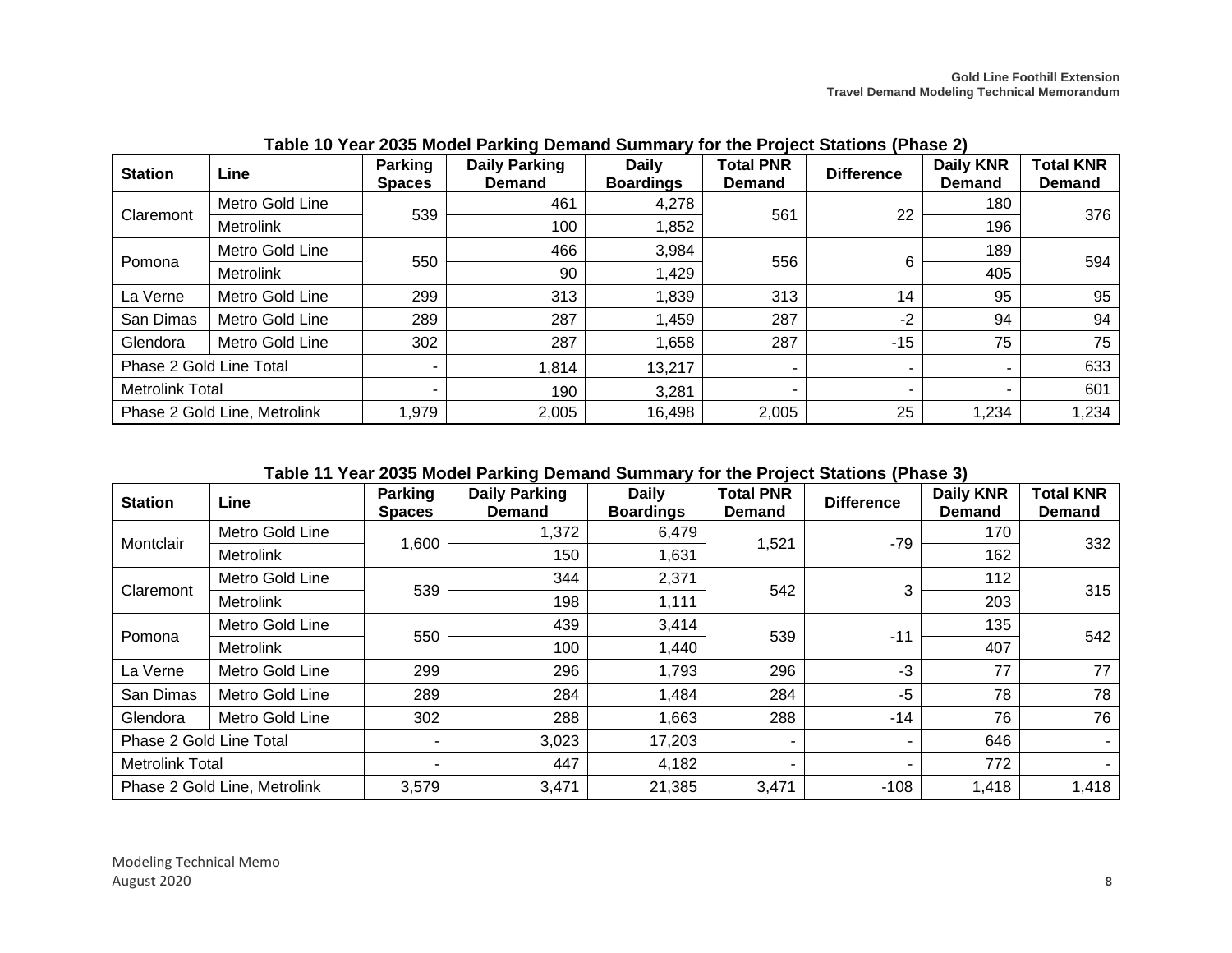**Table 10 Year 2035 Model Parking Demand Summary for the Project Stations (Phase 2)**

| Station | Line | Parking Spaces | Daily Parking Demand | Daily Boardings | Total PNR Demand | Difference | Daily KNR Demand | Total KNR Demand |
|---|---|---|---|---|---|---|---|---|
| Claremont | Metro Gold Line | 539 | 461 | 4,278 | 561 | 22 | 180 | 376 |
| | Metrolink | | 100 | 1,852 | | | 196 | |
| Pomona | Metro Gold Line | 550 | 466 | 3,984 | 556 | 6 | 189 | 594 |
| | Metrolink | | 90 | 1,429 | | | 405 | |
| La Verne | Metro Gold Line | 299 | 313 | 1,839 | 313 | 14 | 95 | 95 |
| San Dimas | Metro Gold Line | 289 | 287 | 1,459 | 287 | -2 | 94 | 94 |
| Glendora | Metro Gold Line | 302 | 287 | 1,658 | 287 | -15 | 75 | 75 |
| Phase 2 Gold Line Total | | - | 1,814 | 13,217 | - | - | - | 633 |
| Metrolink Total | | - | 190 | 3,281 | - | - | - | 601 |
| Phase 2 Gold Line, Metrolink | | 1,979 | 2,005 | 16,498 | 2,005 | 25 | 1,234 | 1,234 |

**Table 11 Year 2035 Model Parking Demand Summary for the Project Stations (Phase 3)**

| Station | Line | Parking Spaces | Daily Parking Demand | Daily Boardings | Total PNR Demand | Difference | Daily KNR Demand | Total KNR Demand |
|---|---|---|---|---|---|---|---|---|
| Montclair | Metro Gold Line | 1,600 | 1,372 | 6,479 | 1,521 | -79 | 170 | 332 |
| | Metrolink | | 150 | 1,631 | | | 162 | |
| Claremont | Metro Gold Line | 539 | 344 | 2,371 | 542 | 3 | 112 | 315 |
| | Metrolink | | 198 | 1,111 | | | 203 | |
| Pomona | Metro Gold Line | 550 | 439 | 3,414 | 539 | -11 | 135 | 542 |
| | Metrolink | | 100 | 1,440 | | | 407 | |
| La Verne | Metro Gold Line | 299 | 296 | 1,793 | 296 | -3 | 77 | 77 |
| San Dimas | Metro Gold Line | 289 | 284 | 1,484 | 284 | -5 | 78 | 78 |
| Glendora | Metro Gold Line | 302 | 288 | 1,663 | 288 | -14 | 76 | 76 |
| Phase 2 Gold Line Total | | - | 3,023 | 17,203 | - | - | 646 | - |
| Metrolink Total | | - | 447 | 4,182 | - | - | 772 | - |
| Phase 2 Gold Line, Metrolink | | 3,579 | 3,471 | 21,385 | 3,471 | -108 | 1,418 | 1,418 |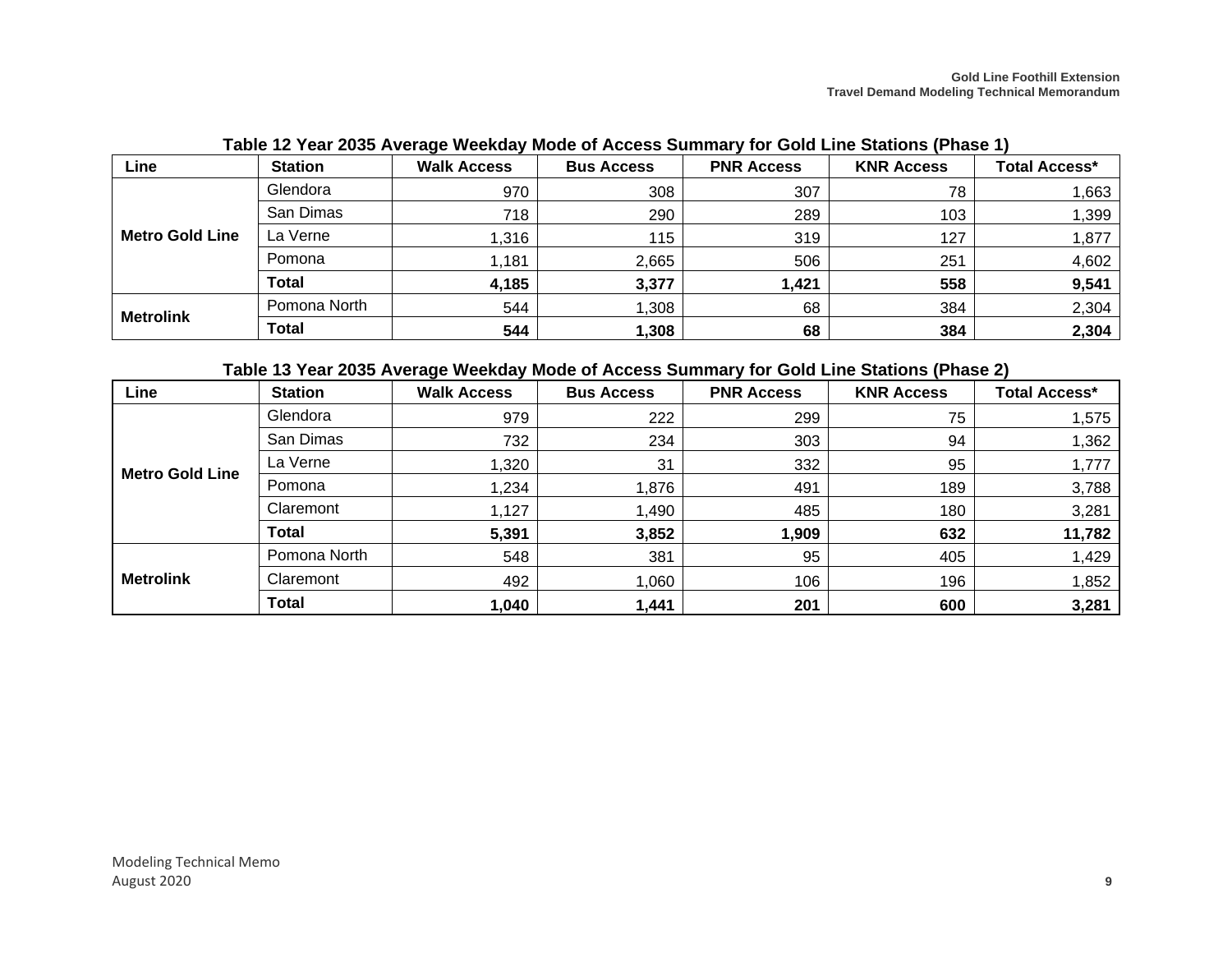**Table 12 Year 2035 Average Weekday Mode of Access Summary for Gold Line Stations (Phase 1)**

| Line | Station | Walk Access | Bus Access | PNR Access | KNR Access | Total Access* |
|---|---|---|---|---|---|---|
| Metro Gold Line | Glendora | 970 | 308 | 307 | 78 | 1,663 |
| | San Dimas | 718 | 290 | 289 | 103 | 1,399 |
| | La Verne | 1,316 | 115 | 319 | 127 | 1,877 |
| | Pomona | 1,181 | 2,665 | 506 | 251 | 4,602 |
| | **Total** | **4,185** | **3,377** | **1,421** | **558** | **9,541** |
| Metrolink | Pomona North | 544 | 1,308 | 68 | 384 | 2,304 |
| | **Total** | **544** | **1,308** | **68** | **384** | **2,304** |

**Table 13 Year 2035 Average Weekday Mode of Access Summary for Gold Line Stations (Phase 2)**

| Line | Station | Walk Access | Bus Access | PNR Access | KNR Access | Total Access* |
|---|---|---|---|---|---|---|
| Metro Gold Line | Glendora | 979 | 222 | 299 | 75 | 1,575 |
| | San Dimas | 732 | 234 | 303 | 94 | 1,362 |
| | La Verne | 1,320 | 31 | 332 | 95 | 1,777 |
| | Pomona | 1,234 | 1,876 | 491 | 189 | 3,788 |
| | Claremont | 1,127 | 1,490 | 485 | 180 | 3,281 |
| | **Total** | **5,391** | **3,852** | **1,909** | **632** | **11,782** |
| Metrolink | Pomona North | 548 | 381 | 95 | 405 | 1,429 |
| | Claremont | 492 | 1,060 | 106 | 196 | 1,852 |
| | **Total** | **1,040** | **1,441** | **201** | **600** | **3,281** |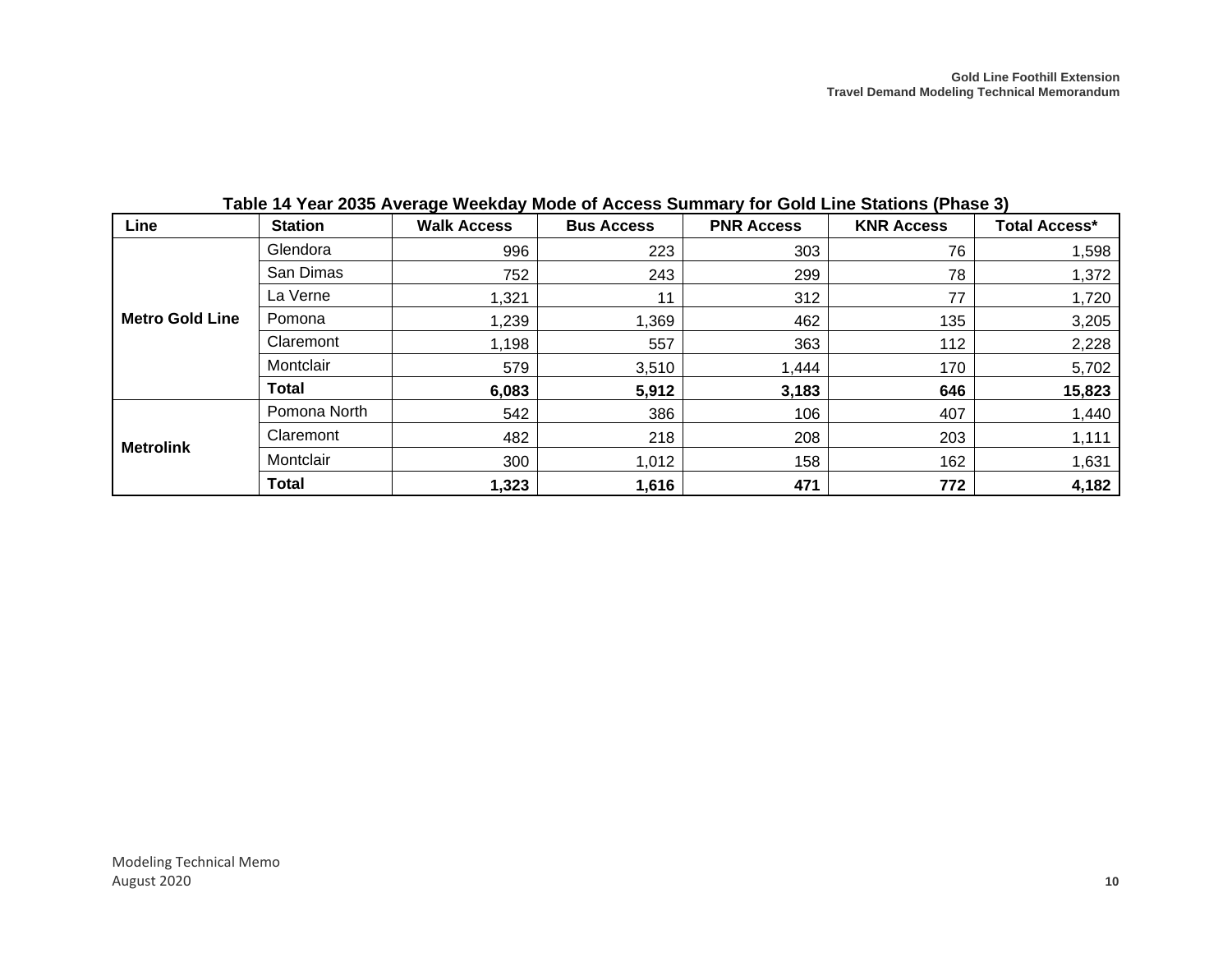Table 14 Year 2035 Average Weekday Mode of Access Summary for Gold Line Stations (Phase 3)

| Line | Station | Walk Access | Bus Access | PNR Access | KNR Access | Total Access* |
|---|---|---|---|---|---|---|
| Metro Gold Line | Glendora | 996 | 223 | 303 | 76 | 1,598 |
| | San Dimas | 752 | 243 | 299 | 78 | 1,372 |
| | La Verne | 1,321 | 11 | 312 | 77 | 1,720 |
| | Pomona | 1,239 | 1,369 | 462 | 135 | 3,205 |
| | Claremont | 1,198 | 557 | 363 | 112 | 2,228 |
| | Montclair | 579 | 3,510 | 1,444 | 170 | 5,702 |
| | **Total** | **6,083** | **5,912** | **3,183** | **646** | **15,823** |
| Metrolink | Pomona North | 542 | 386 | 106 | 407 | 1,440 |
| | Claremont | 482 | 218 | 208 | 203 | 1,111 |
| | Montclair | 300 | 1,012 | 158 | 162 | 1,631 |
| | **Total** | **1,323** | **1,616** | **471** | **772** | **4,182** |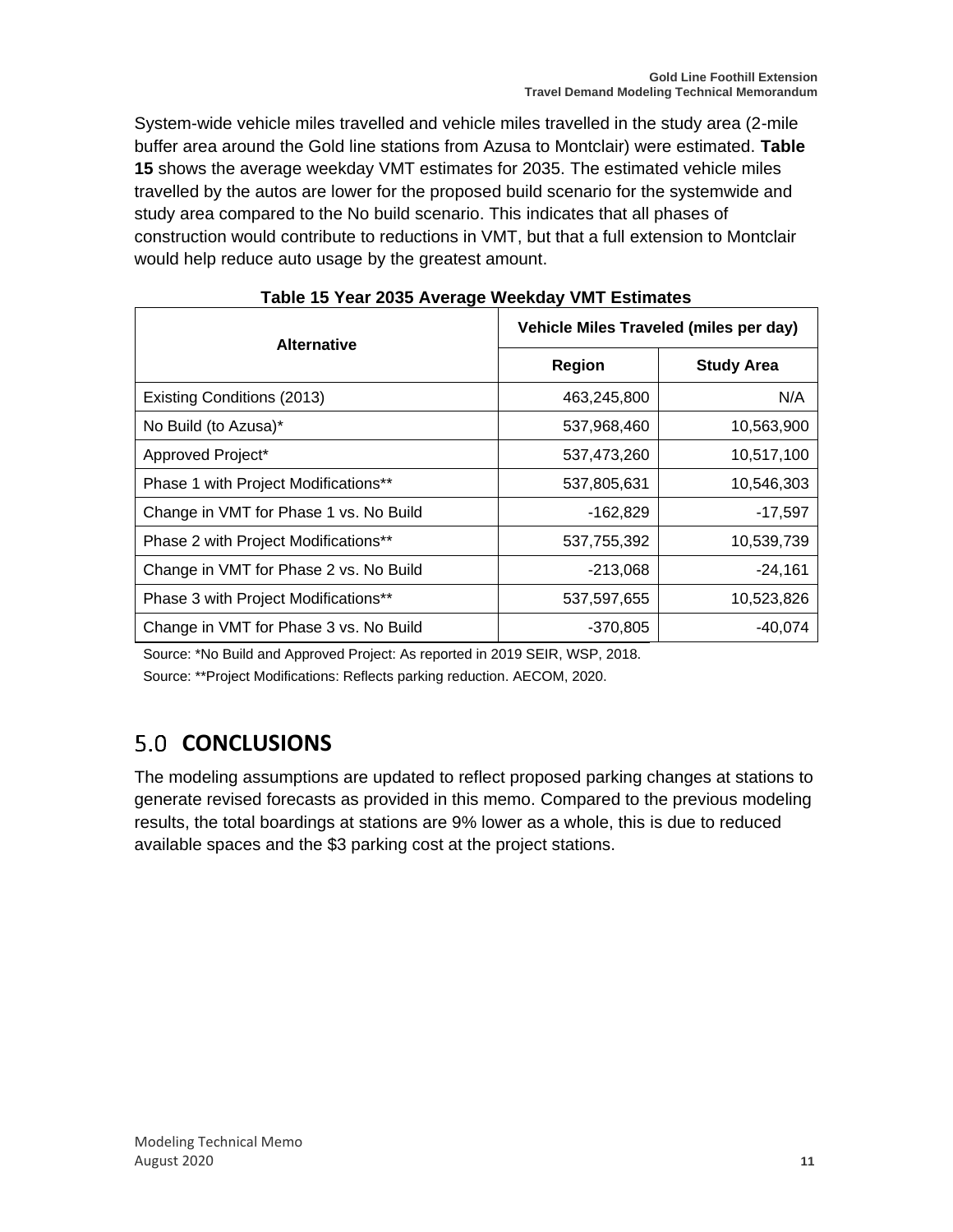System-wide vehicle miles travelled and vehicle miles travelled in the study area (2-mile buffer area around the Gold line stations from Azusa to Montclair) were estimated. **Table 15** shows the average weekday VMT estimates for 2035. The estimated vehicle miles travelled by the autos are lower for the proposed build scenario for the systemwide and study area compared to the No build scenario. This indicates that all phases of construction would contribute to reductions in VMT, but that a full extension to Montclair would help reduce auto usage by the greatest amount.

**Table 15 Year 2035 Average Weekday VMT Estimates**

| Alternative | Vehicle Miles Traveled (miles per day) | |
|---|---|---|
| | Region | Study Area |
| Existing Conditions (2013) | 463,245,800 | N/A |
| No Build (to Azusa)* | 537,968,460 | 10,563,900 |
| Approved Project* | 537,473,260 | 10,517,100 |
| Phase 1 with Project Modifications** | 537,805,631 | 10,546,303 |
| Change in VMT for Phase 1 vs. No Build | -162,829 | -17,597 |
| Phase 2 with Project Modifications** | 537,755,392 | 10,539,739 |
| Change in VMT for Phase 2 vs. No Build | -213,068 | -24,161 |
| Phase 3 with Project Modifications** | 537,597,655 | 10,523,826 |
| Change in VMT for Phase 3 vs. No Build | -370,805 | -40,074 |

Source: *No Build and Approved Project: As reported in 2019 SEIR, WSP, 2018.

Source: **Project Modifications: Reflects parking reduction. AECOM, 2020.

# 5.0 CONCLUSIONS

The modeling assumptions are updated to reflect proposed parking changes at stations to generate revised forecasts as provided in this memo. Compared to the previous modeling results, the total boardings at stations are 9% lower as a whole, this is due to reduced available spaces and the $3 parking cost at the project stations.